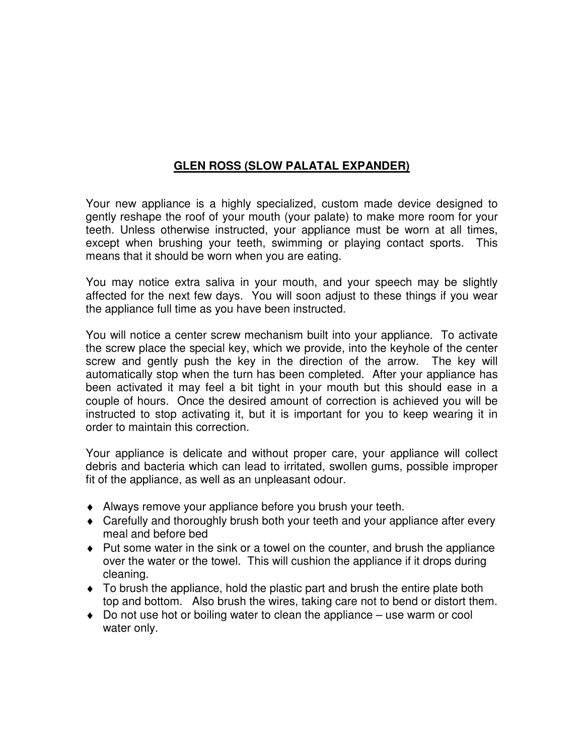## GLEN ROSS (SLOW PALATAL EXPANDER)

Your new appliance is a highly specialized, custom made device designed to gently reshape the roof of your mouth (your palate) to make more room for your teeth. Unless otherwise instructed, your appliance must be worn at all times, except when brushing your teeth, swimming or playing contact sports. This means that it should be worn when you are eating.

You may notice extra saliva in your mouth, and your speech may be slightly affected for the next few days. You will soon adjust to these things if you wear the appliance full time as you have been instructed.

You will notice a center screw mechanism built into your appliance. To activate the screw place the special key, which we provide, into the keyhole of the center screw and gently push the key in the direction of the arrow. The key will automatically stop when the turn has been completed. After your appliance has been activated it may feel a bit tight in your mouth but this should ease in a couple of hours. Once the desired amount of correction is achieved you will be instructed to stop activating it, but it is important for you to keep wearing it in order to maintain this correction.

Your appliance is delicate and without proper care, your appliance will collect debris and bacteria which can lead to irritated, swollen gums, possible improper fit of the appliance, as well as an unpleasant odour.

- Always remove your appliance before you brush your teeth.
- Carefully and thoroughly brush both your teeth and your appliance after every meal and before bed
- Put some water in the sink or a towel on the counter, and brush the appliance over the water or the towel. This will cushion the appliance if it drops during cleaning.
- To brush the appliance, hold the plastic part and brush the entire plate both top and bottom. Also brush the wires, taking care not to bend or distort them.
- Do not use hot or boiling water to clean the appliance – use warm or cool water only.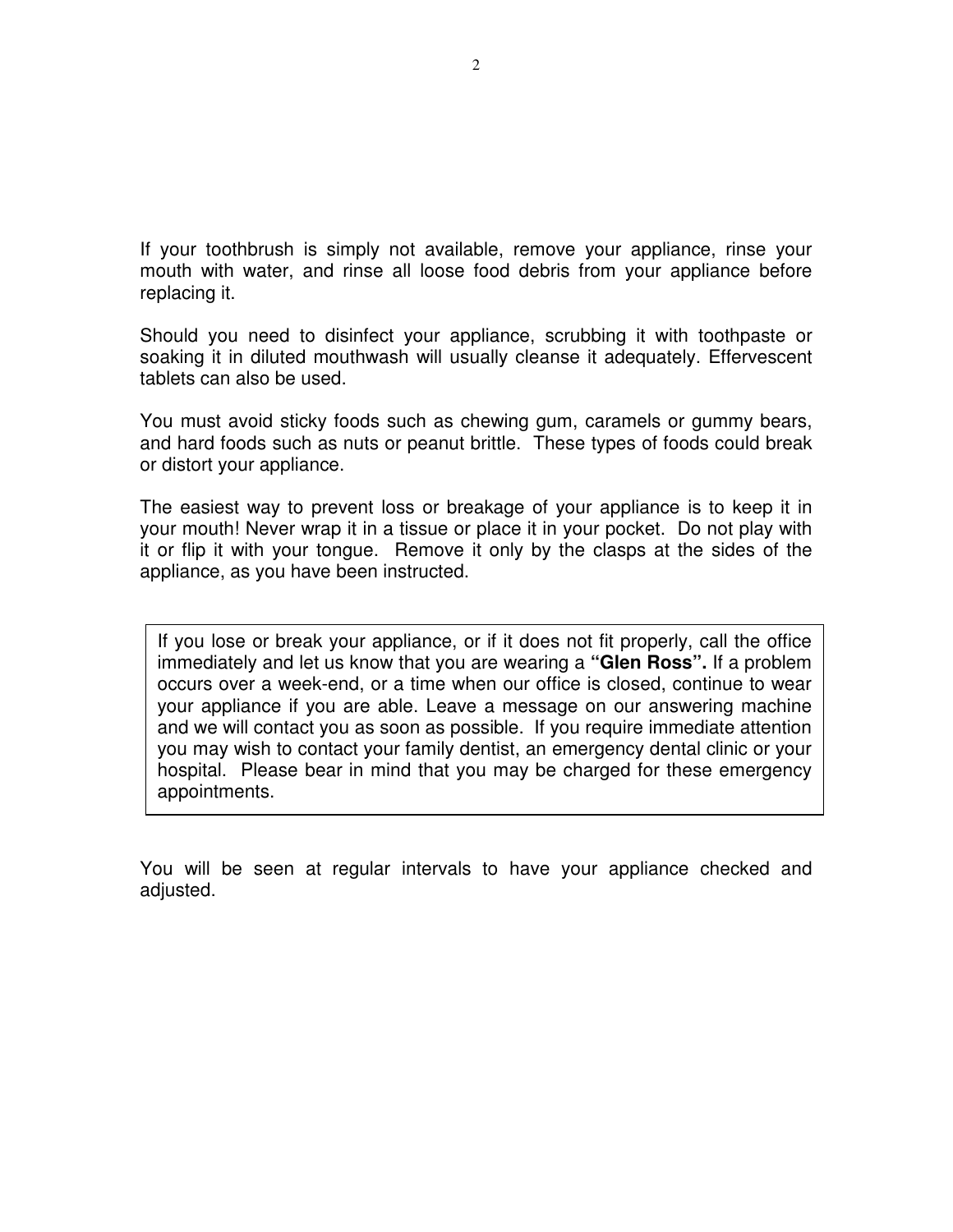If your toothbrush is simply not available, remove your appliance, rinse your mouth with water, and rinse all loose food debris from your appliance before replacing it.

Should you need to disinfect your appliance, scrubbing it with toothpaste or soaking it in diluted mouthwash will usually cleanse it adequately. Effervescent tablets can also be used.

You must avoid sticky foods such as chewing gum, caramels or gummy bears, and hard foods such as nuts or peanut brittle. These types of foods could break or distort your appliance.

The easiest way to prevent loss or breakage of your appliance is to keep it in your mouth! Never wrap it in a tissue or place it in your pocket. Do not play with it or flip it with your tongue. Remove it only by the clasps at the sides of the appliance, as you have been instructed.

> If you lose or break your appliance, or if it does not fit properly, call the office immediately and let us know that you are wearing a **"Glen Ross".** If a problem occurs over a week-end, or a time when our office is closed, continue to wear your appliance if you are able. Leave a message on our answering machine and we will contact you as soon as possible. If you require immediate attention you may wish to contact your family dentist, an emergency dental clinic or your hospital. Please bear in mind that you may be charged for these emergency appointments.

You will be seen at regular intervals to have your appliance checked and adjusted.